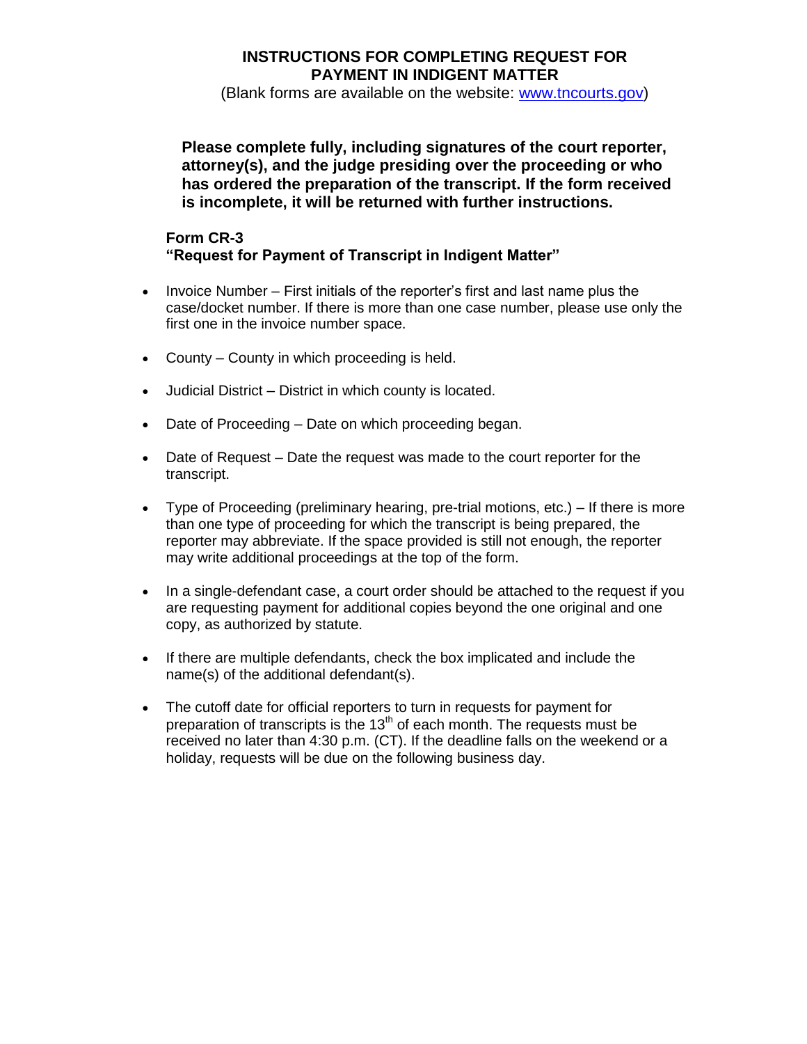# INSTRUCTIONS FOR COMPLETING REQUEST FOR PAYMENT IN INDIGENT MATTER

(Blank forms are available on the website: www.tncourts.gov)

**Please complete fully, including signatures of the court reporter, attorney(s), and the judge presiding over the proceeding or who has ordered the preparation of the transcript. If the form received is incomplete, it will be returned with further instructions.**

**Form CR-3**
**"Request for Payment of Transcript in Indigent Matter"**

- Invoice Number – First initials of the reporter's first and last name plus the case/docket number. If there is more than one case number, please use only the first one in the invoice number space.
- County – County in which proceeding is held.
- Judicial District – District in which county is located.
- Date of Proceeding – Date on which proceeding began.
- Date of Request – Date the request was made to the court reporter for the transcript.
- Type of Proceeding (preliminary hearing, pre-trial motions, etc.) – If there is more than one type of proceeding for which the transcript is being prepared, the reporter may abbreviate. If the space provided is still not enough, the reporter may write additional proceedings at the top of the form.
- In a single-defendant case, a court order should be attached to the request if you are requesting payment for additional copies beyond the one original and one copy, as authorized by statute.
- If there are multiple defendants, check the box implicated and include the name(s) of the additional defendant(s).
- The cutoff date for official reporters to turn in requests for payment for preparation of transcripts is the 13th of each month. The requests must be received no later than 4:30 p.m. (CT). If the deadline falls on the weekend or a holiday, requests will be due on the following business day.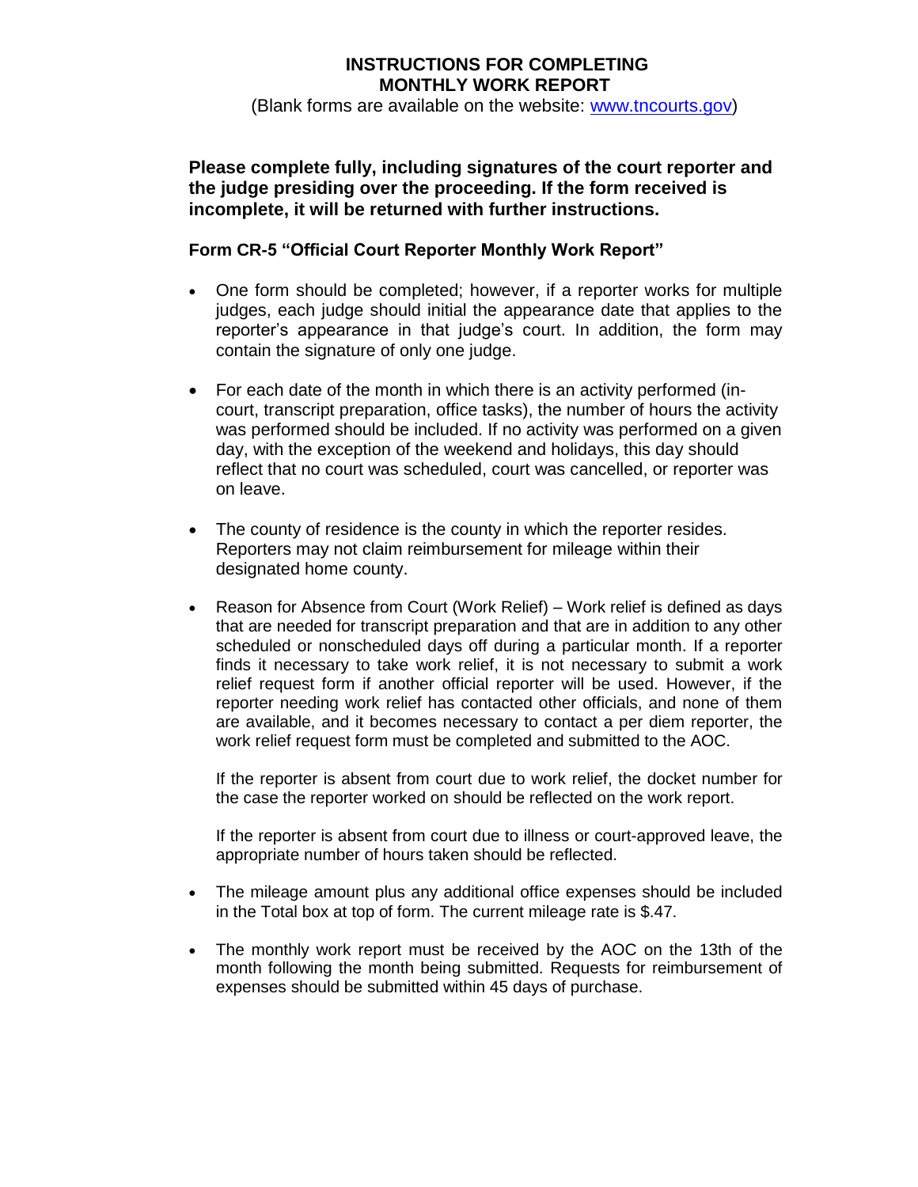# INSTRUCTIONS FOR COMPLETING MONTHLY WORK REPORT

(Blank forms are available on the website: [www.tncourts.gov](http://www.tncourts.gov))

**Please complete fully, including signatures of the court reporter and the judge presiding over the proceeding. If the form received is incomplete, it will be returned with further instructions.**

**Form CR-5 "Official Court Reporter Monthly Work Report"**

- One form should be completed; however, if a reporter works for multiple judges, each judge should initial the appearance date that applies to the reporter's appearance in that judge's court. In addition, the form may contain the signature of only one judge.

- For each date of the month in which there is an activity performed (in-court, transcript preparation, office tasks), the number of hours the activity was performed should be included. If no activity was performed on a given day, with the exception of the weekend and holidays, this day should reflect that no court was scheduled, court was cancelled, or reporter was on leave.

- The county of residence is the county in which the reporter resides. Reporters may not claim reimbursement for mileage within their designated home county.

- Reason for Absence from Court (Work Relief) – Work relief is defined as days that are needed for transcript preparation and that are in addition to any other scheduled or nonscheduled days off during a particular month. If a reporter finds it necessary to take work relief, it is not necessary to submit a work relief request form if another official reporter will be used. However, if the reporter needing work relief has contacted other officials, and none of them are available, and it becomes necessary to contact a per diem reporter, the work relief request form must be completed and submitted to the AOC.

  If the reporter is absent from court due to work relief, the docket number for the case the reporter worked on should be reflected on the work report.

  If the reporter is absent from court due to illness or court-approved leave, the appropriate number of hours taken should be reflected.

- The mileage amount plus any additional office expenses should be included in the Total box at top of form. The current mileage rate is $.47.

- The monthly work report must be received by the AOC on the 13th of the month following the month being submitted. Requests for reimbursement of expenses should be submitted within 45 days of purchase.